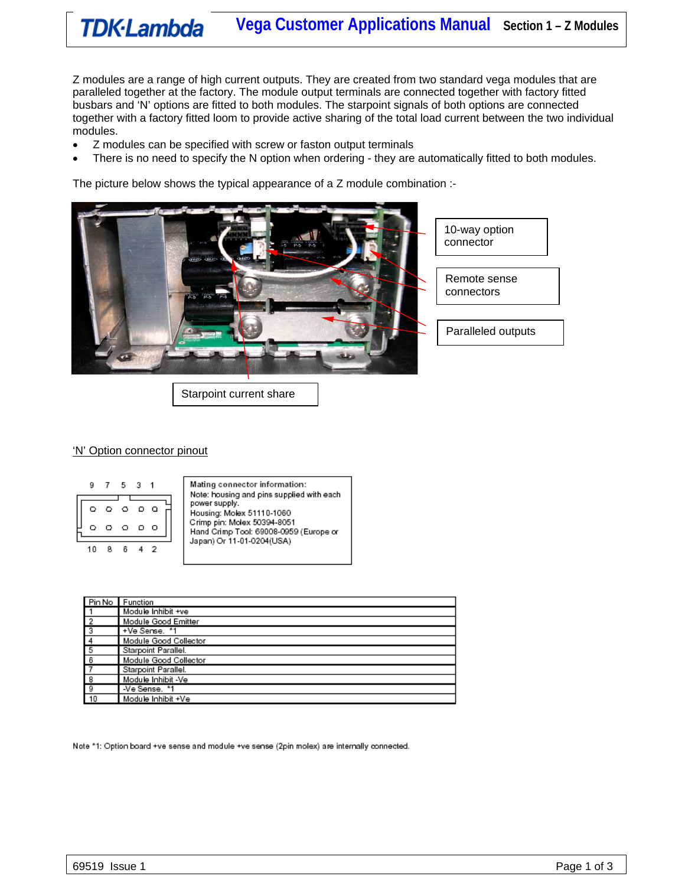Z modules are a range of high current outputs. They are created from two standard vega modules that are paralleled together at the factory. The module output terminals are connected together with factory fitted busbars and 'N' options are fitted to both modules. The starpoint signals of both options are connected together with a factory fitted loom to provide active sharing of the total load current between the two individual modules.

- Z modules can be specified with screw or faston output terminals
- There is no need to specify the N option when ordering - they are automatically fitted to both modules.

The picture below shows the typical appearance of a Z module combination :-

10-way option connector

Remote sense connectors

Paralleled outputs

Starpoint current share

'N' Option connector pinout

9 7 5 3 1

10 8 6 4 2

Mating connector information:
Note: housing and pins supplied with each power supply.
Housing: Molex 51110-1060
Crimp pin: Molex 50394-8051
Hand Crimp Tool: 69008-0959 (Europe or Japan) Or 11-01-0204(USA)

| Pin No | Function |
|---|---|
| 1 | Module Inhibit +ve |
| 2 | Module Good Emitter |
| 3 | +Ve Sense. *1 |
| 4 | Module Good Collector |
| 5 | Starpoint Parallel. |
| 6 | Module Good Collector |
| 7 | Starpoint Parallel. |
| 8 | Module Inhibit -Ve |
| 9 | -Ve Sense. *1 |
| 10 | Module Inhibit +Ve |

Note *1: Option board +ve sense and module +ve sense (2pin molex) are internally connected.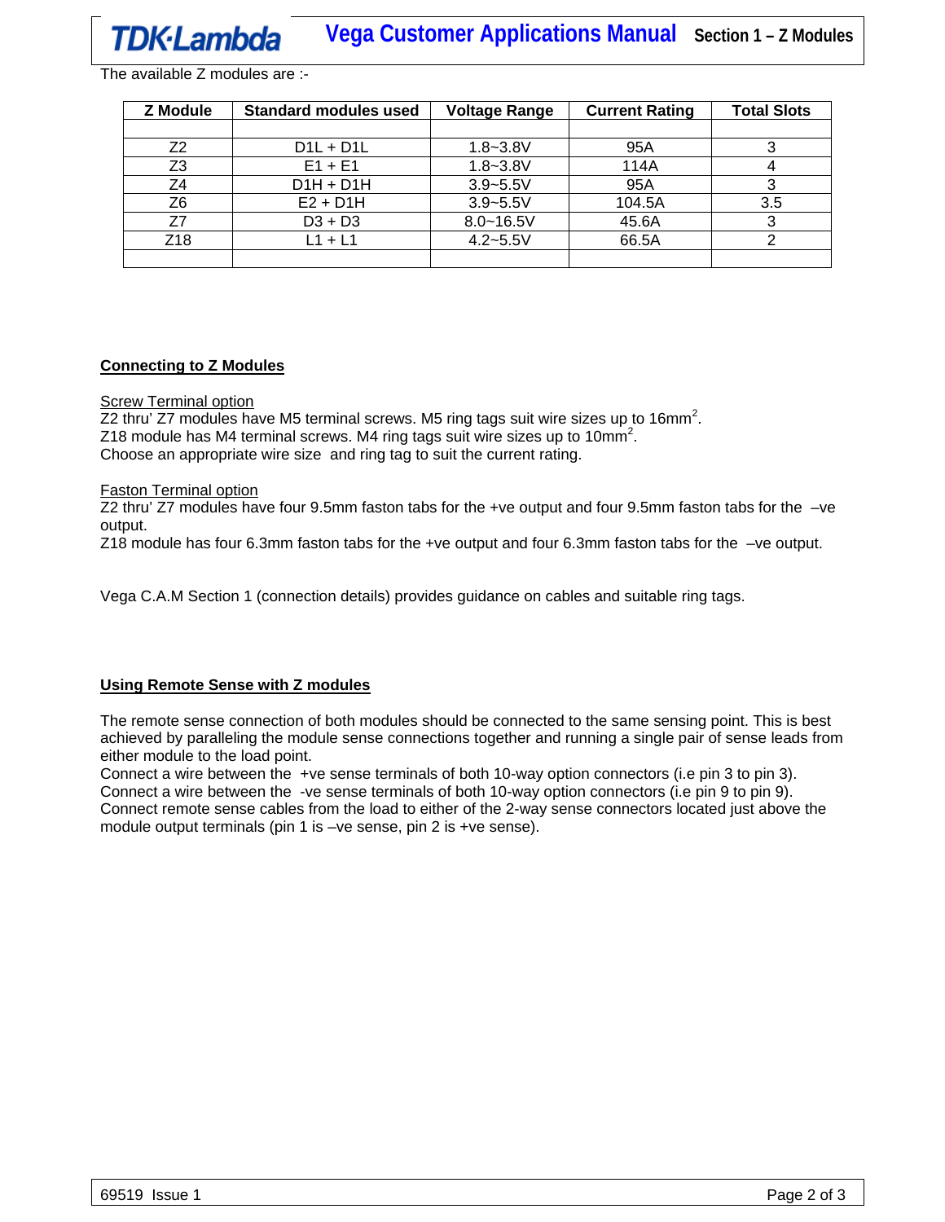The available Z modules are :-

| Z Module | Standard modules used | Voltage Range | Current Rating | Total Slots |
|---|---|---|---|---|
| | | | | |
| Z2 | D1L + D1L | 1.8~3.8V | 95A | 3 |
| Z3 | E1 + E1 | 1.8~3.8V | 114A | 4 |
| Z4 | D1H + D1H | 3.9~5.5V | 95A | 3 |
| Z6 | E2 + D1H | 3.9~5.5V | 104.5A | 3.5 |
| Z7 | D3 + D3 | 8.0~16.5V | 45.6A | 3 |
| Z18 | L1 + L1 | 4.2~5.5V | 66.5A | 2 |
| | | | | |

## Connecting to Z Modules

Screw Terminal option

Z2 thru' Z7 modules have M5 terminal screws. M5 ring tags suit wire sizes up to 16mm$^2$.
Z18 module has M4 terminal screws. M4 ring tags suit wire sizes up to 10mm$^2$.
Choose an appropriate wire size and ring tag to suit the current rating.

Faston Terminal option

Z2 thru' Z7 modules have four 9.5mm faston tabs for the +ve output and four 9.5mm faston tabs for the –ve output.
Z18 module has four 6.3mm faston tabs for the +ve output and four 6.3mm faston tabs for the –ve output.

Vega C.A.M Section 1 (connection details) provides guidance on cables and suitable ring tags.

## Using Remote Sense with Z modules

The remote sense connection of both modules should be connected to the same sensing point. This is best achieved by paralleling the module sense connections together and running a single pair of sense leads from either module to the load point.
Connect a wire between the +ve sense terminals of both 10-way option connectors (i.e pin 3 to pin 3).
Connect a wire between the -ve sense terminals of both 10-way option connectors (i.e pin 9 to pin 9).
Connect remote sense cables from the load to either of the 2-way sense connectors located just above the module output terminals (pin 1 is –ve sense, pin 2 is +ve sense).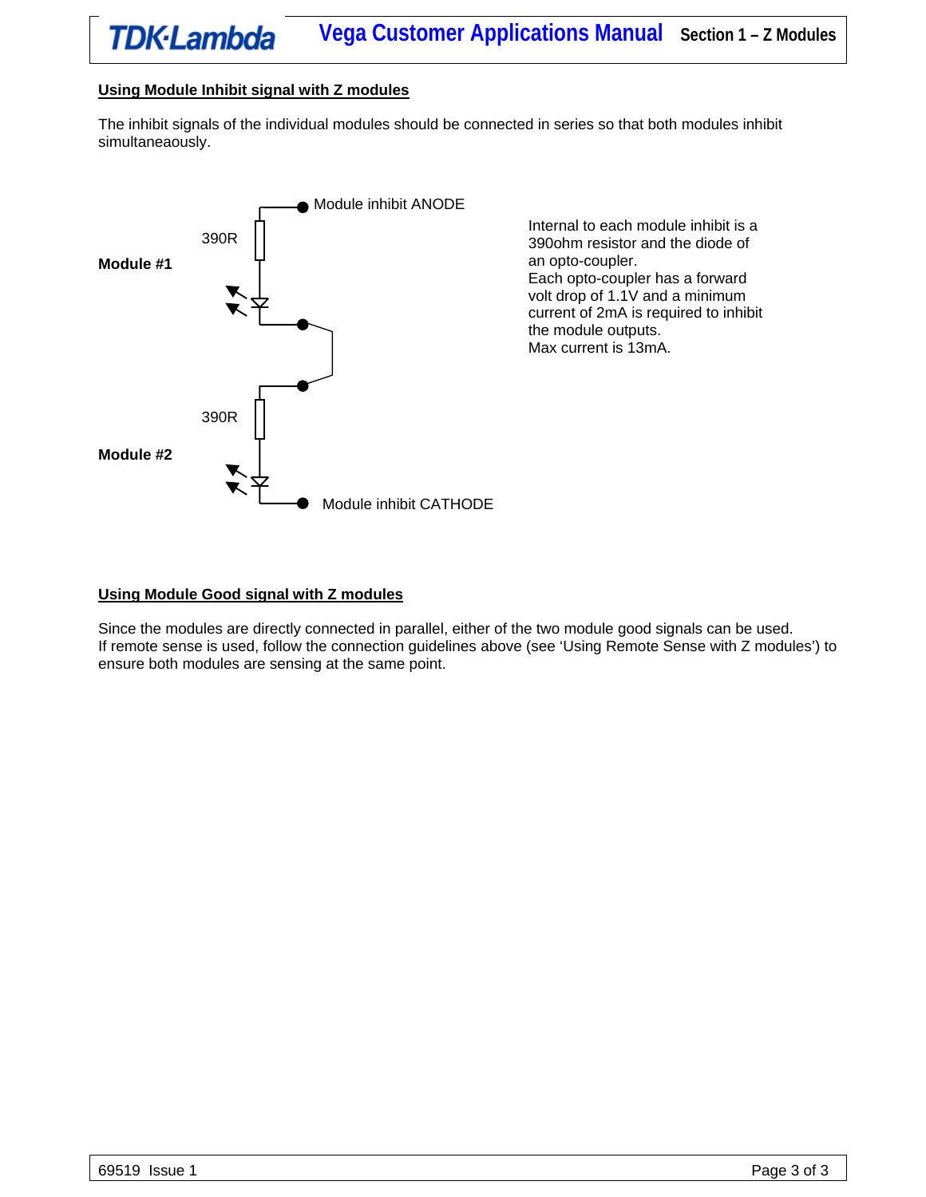## Using Module Inhibit signal with Z modules

The inhibit signals of the individual modules should be connected in series so that both modules inhibit simultaneaously.

Module inhibit ANODE

390R

Module #1

390R

Module #2

Module inhibit CATHODE

Internal to each module inhibit is a 390ohm resistor and the diode of an opto-coupler.
Each opto-coupler has a forward volt drop of 1.1V and a minimum current of 2mA is required to inhibit the module outputs.
Max current is 13mA.

## Using Module Good signal with Z modules

Since the modules are directly connected in parallel, either of the two module good signals can be used.
If remote sense is used, follow the connection guidelines above (see 'Using Remote Sense with Z modules') to ensure both modules are sensing at the same point.